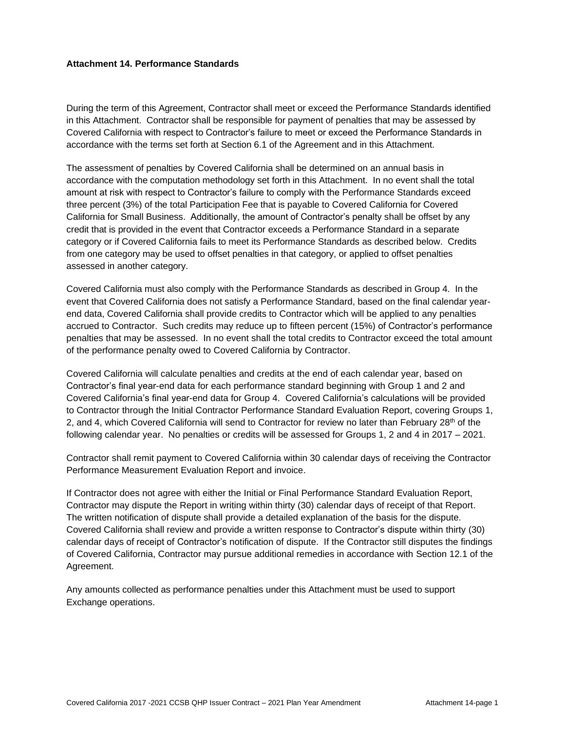**Attachment 14. Performance Standards**

During the term of this Agreement, Contractor shall meet or exceed the Performance Standards identified in this Attachment. Contractor shall be responsible for payment of penalties that may be assessed by Covered California with respect to Contractor's failure to meet or exceed the Performance Standards in accordance with the terms set forth at Section 6.1 of the Agreement and in this Attachment.

The assessment of penalties by Covered California shall be determined on an annual basis in accordance with the computation methodology set forth in this Attachment. In no event shall the total amount at risk with respect to Contractor's failure to comply with the Performance Standards exceed three percent (3%) of the total Participation Fee that is payable to Covered California for Covered California for Small Business. Additionally, the amount of Contractor's penalty shall be offset by any credit that is provided in the event that Contractor exceeds a Performance Standard in a separate category or if Covered California fails to meet its Performance Standards as described below. Credits from one category may be used to offset penalties in that category, or applied to offset penalties assessed in another category.

Covered California must also comply with the Performance Standards as described in Group 4. In the event that Covered California does not satisfy a Performance Standard, based on the final calendar year-end data, Covered California shall provide credits to Contractor which will be applied to any penalties accrued to Contractor. Such credits may reduce up to fifteen percent (15%) of Contractor's performance penalties that may be assessed. In no event shall the total credits to Contractor exceed the total amount of the performance penalty owed to Covered California by Contractor.

Covered California will calculate penalties and credits at the end of each calendar year, based on Contractor's final year-end data for each performance standard beginning with Group 1 and 2 and Covered California's final year-end data for Group 4. Covered California's calculations will be provided to Contractor through the Initial Contractor Performance Standard Evaluation Report, covering Groups 1, 2, and 4, which Covered California will send to Contractor for review no later than February 28th of the following calendar year. No penalties or credits will be assessed for Groups 1, 2 and 4 in 2017 – 2021.

Contractor shall remit payment to Covered California within 30 calendar days of receiving the Contractor Performance Measurement Evaluation Report and invoice.

If Contractor does not agree with either the Initial or Final Performance Standard Evaluation Report, Contractor may dispute the Report in writing within thirty (30) calendar days of receipt of that Report. The written notification of dispute shall provide a detailed explanation of the basis for the dispute. Covered California shall review and provide a written response to Contractor's dispute within thirty (30) calendar days of receipt of Contractor's notification of dispute. If the Contractor still disputes the findings of Covered California, Contractor may pursue additional remedies in accordance with Section 12.1 of the Agreement.

Any amounts collected as performance penalties under this Attachment must be used to support Exchange operations.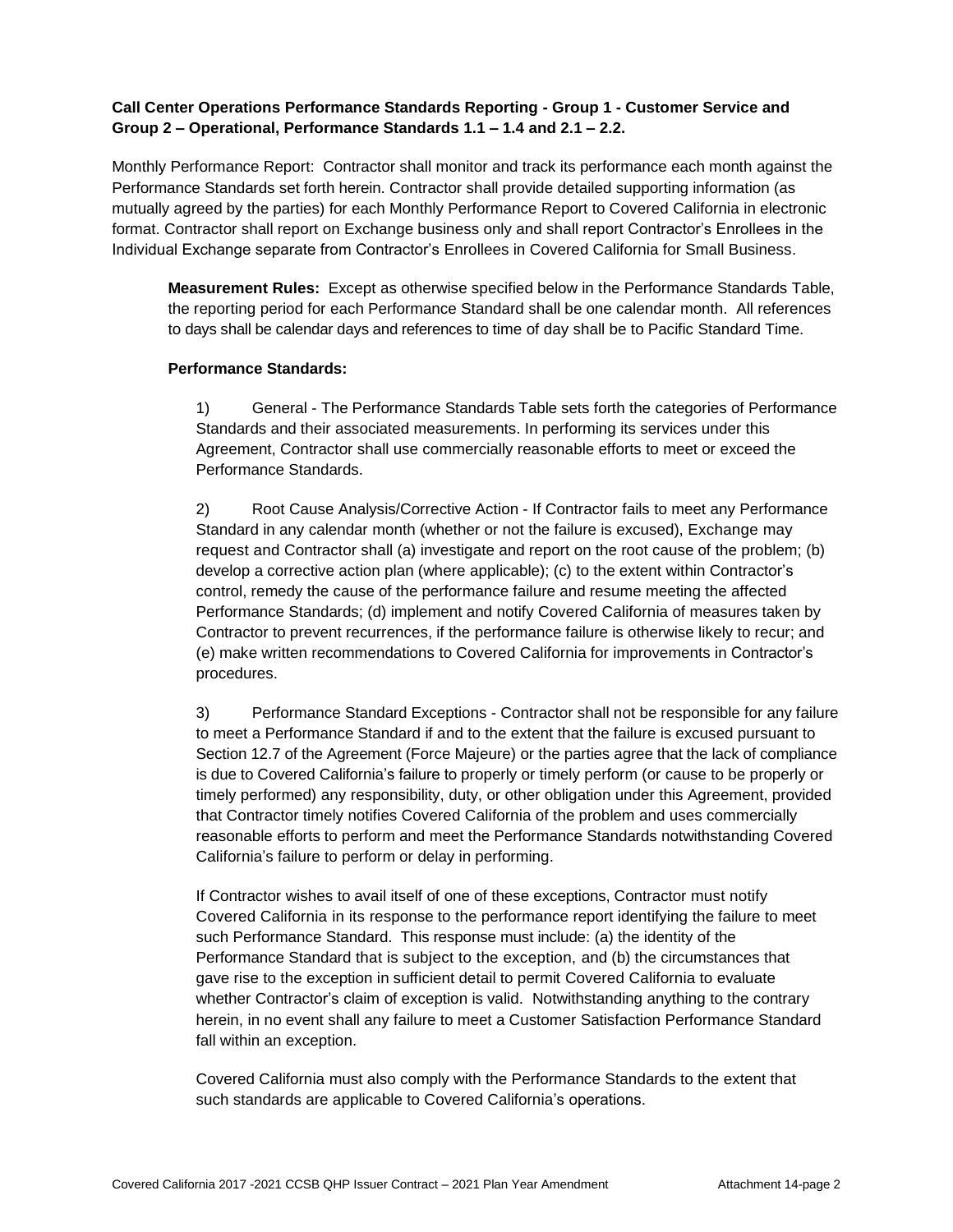**Call Center Operations Performance Standards Reporting - Group 1 - Customer Service and Group 2 – Operational, Performance Standards 1.1 – 1.4 and 2.1 – 2.2.**

Monthly Performance Report: Contractor shall monitor and track its performance each month against the Performance Standards set forth herein. Contractor shall provide detailed supporting information (as mutually agreed by the parties) for each Monthly Performance Report to Covered California in electronic format. Contractor shall report on Exchange business only and shall report Contractor's Enrollees in the Individual Exchange separate from Contractor's Enrollees in Covered California for Small Business.

**Measurement Rules:** Except as otherwise specified below in the Performance Standards Table, the reporting period for each Performance Standard shall be one calendar month. All references to days shall be calendar days and references to time of day shall be to Pacific Standard Time.

**Performance Standards:**

1) General - The Performance Standards Table sets forth the categories of Performance Standards and their associated measurements. In performing its services under this Agreement, Contractor shall use commercially reasonable efforts to meet or exceed the Performance Standards.

2) Root Cause Analysis/Corrective Action - If Contractor fails to meet any Performance Standard in any calendar month (whether or not the failure is excused), Exchange may request and Contractor shall (a) investigate and report on the root cause of the problem; (b) develop a corrective action plan (where applicable); (c) to the extent within Contractor's control, remedy the cause of the performance failure and resume meeting the affected Performance Standards; (d) implement and notify Covered California of measures taken by Contractor to prevent recurrences, if the performance failure is otherwise likely to recur; and (e) make written recommendations to Covered California for improvements in Contractor's procedures.

3) Performance Standard Exceptions - Contractor shall not be responsible for any failure to meet a Performance Standard if and to the extent that the failure is excused pursuant to Section 12.7 of the Agreement (Force Majeure) or the parties agree that the lack of compliance is due to Covered California's failure to properly or timely perform (or cause to be properly or timely performed) any responsibility, duty, or other obligation under this Agreement, provided that Contractor timely notifies Covered California of the problem and uses commercially reasonable efforts to perform and meet the Performance Standards notwithstanding Covered California's failure to perform or delay in performing.

If Contractor wishes to avail itself of one of these exceptions, Contractor must notify Covered California in its response to the performance report identifying the failure to meet such Performance Standard. This response must include: (a) the identity of the Performance Standard that is subject to the exception, and (b) the circumstances that gave rise to the exception in sufficient detail to permit Covered California to evaluate whether Contractor's claim of exception is valid. Notwithstanding anything to the contrary herein, in no event shall any failure to meet a Customer Satisfaction Performance Standard fall within an exception.

Covered California must also comply with the Performance Standards to the extent that such standards are applicable to Covered California's operations.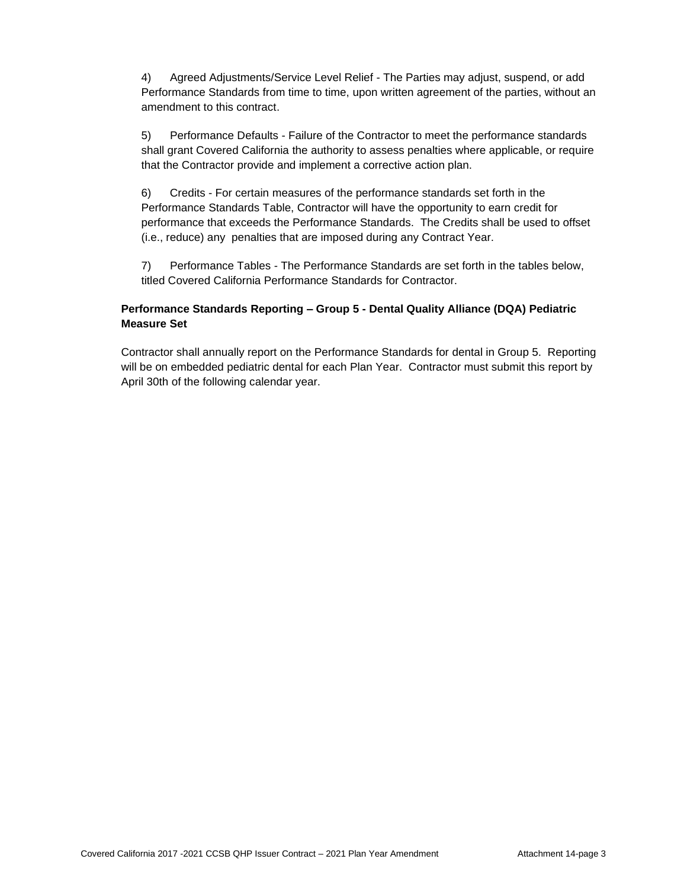4) Agreed Adjustments/Service Level Relief - The Parties may adjust, suspend, or add Performance Standards from time to time, upon written agreement of the parties, without an amendment to this contract.

5) Performance Defaults - Failure of the Contractor to meet the performance standards shall grant Covered California the authority to assess penalties where applicable, or require that the Contractor provide and implement a corrective action plan.

6) Credits - For certain measures of the performance standards set forth in the Performance Standards Table, Contractor will have the opportunity to earn credit for performance that exceeds the Performance Standards. The Credits shall be used to offset (i.e., reduce) any penalties that are imposed during any Contract Year.

7) Performance Tables - The Performance Standards are set forth in the tables below, titled Covered California Performance Standards for Contractor.

**Performance Standards Reporting – Group 5 - Dental Quality Alliance (DQA) Pediatric Measure Set**

Contractor shall annually report on the Performance Standards for dental in Group 5. Reporting will be on embedded pediatric dental for each Plan Year. Contractor must submit this report by April 30th of the following calendar year.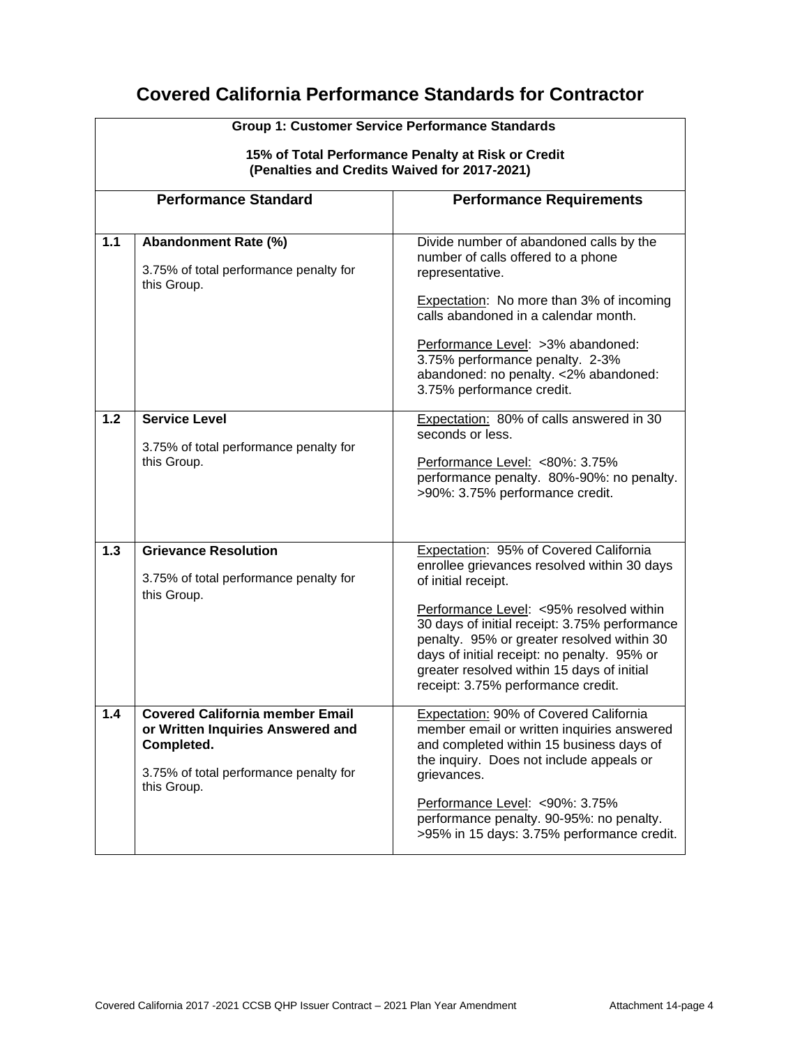# Covered California Performance Standards for Contractor

| Group 1: Customer Service Performance Standards<br><br>15% of Total Performance Penalty at Risk or Credit<br>(Penalties and Credits Waived for 2017-2021) | | |
|---|---|---|
| **Performance Standard** | | **Performance Requirements** |
| **1.1** | **Abandonment Rate (%)**<br><br>3.75% of total performance penalty for this Group. | Divide number of abandoned calls by the number of calls offered to a phone representative.<br><br>Expectation: No more than 3% of incoming calls abandoned in a calendar month.<br><br>Performance Level: >3% abandoned: 3.75% performance penalty. 2-3% abandoned: no penalty. <2% abandoned: 3.75% performance credit. |
| **1.2** | **Service Level**<br><br>3.75% of total performance penalty for this Group. | Expectation: 80% of calls answered in 30 seconds or less.<br><br>Performance Level: <80%: 3.75% performance penalty. 80%-90%: no penalty. >90%: 3.75% performance credit. |
| **1.3** | **Grievance Resolution**<br><br>3.75% of total performance penalty for this Group. | Expectation: 95% of Covered California enrollee grievances resolved within 30 days of initial receipt.<br><br>Performance Level: <95% resolved within 30 days of initial receipt: 3.75% performance penalty. 95% or greater resolved within 30 days of initial receipt: no penalty. 95% or greater resolved within 15 days of initial receipt: 3.75% performance credit. |
| **1.4** | **Covered California member Email or Written Inquiries Answered and Completed.**<br><br>3.75% of total performance penalty for this Group. | Expectation: 90% of Covered California member email or written inquiries answered and completed within 15 business days of the inquiry. Does not include appeals or grievances.<br><br>Performance Level: <90%: 3.75% performance penalty. 90-95%: no penalty. >95% in 15 days: 3.75% performance credit. |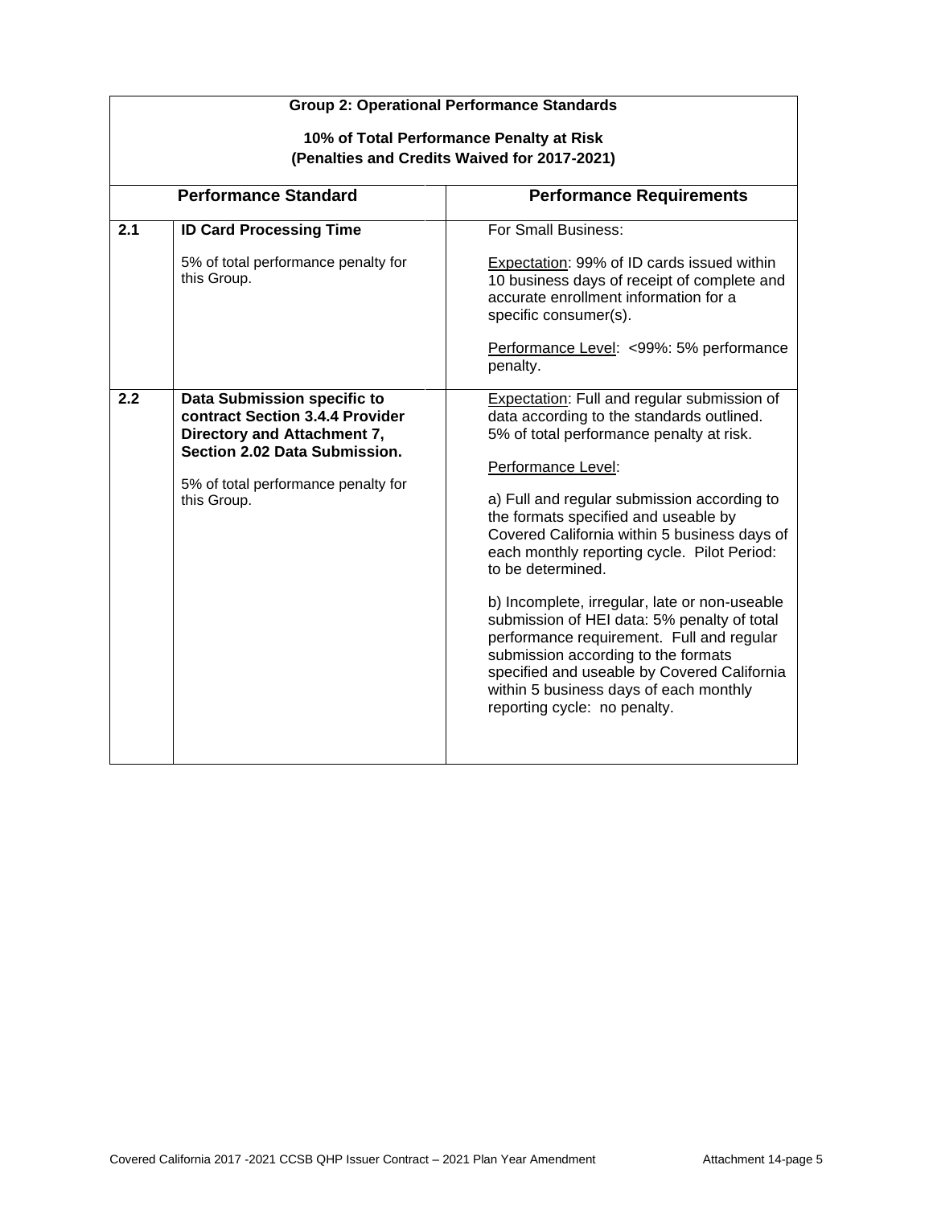| Group 2: Operational Performance Standards<br><br>10% of Total Performance Penalty at Risk<br>(Penalties and Credits Waived for 2017-2021) | | |
|---|---|---|
| **Performance Standard** | | **Performance Requirements** |
| **2.1** | **ID Card Processing Time**<br><br>5% of total performance penalty for this Group. | For Small Business:<br><br><u>Expectation</u>: 99% of ID cards issued within 10 business days of receipt of complete and accurate enrollment information for a specific consumer(s).<br><br><u>Performance Level</u>: <99%: 5% performance penalty. |
| **2.2** | **Data Submission specific to contract Section 3.4.4 Provider Directory and Attachment 7, Section 2.02 Data Submission.**<br><br>5% of total performance penalty for this Group. | <u>Expectation</u>: Full and regular submission of data according to the standards outlined. 5% of total performance penalty at risk.<br><br><u>Performance Level</u>:<br><br>a) Full and regular submission according to the formats specified and useable by Covered California within 5 business days of each monthly reporting cycle. Pilot Period: to be determined.<br><br>b) Incomplete, irregular, late or non-useable submission of HEI data: 5% penalty of total performance requirement. Full and regular submission according to the formats specified and useable by Covered California within 5 business days of each monthly reporting cycle: no penalty. |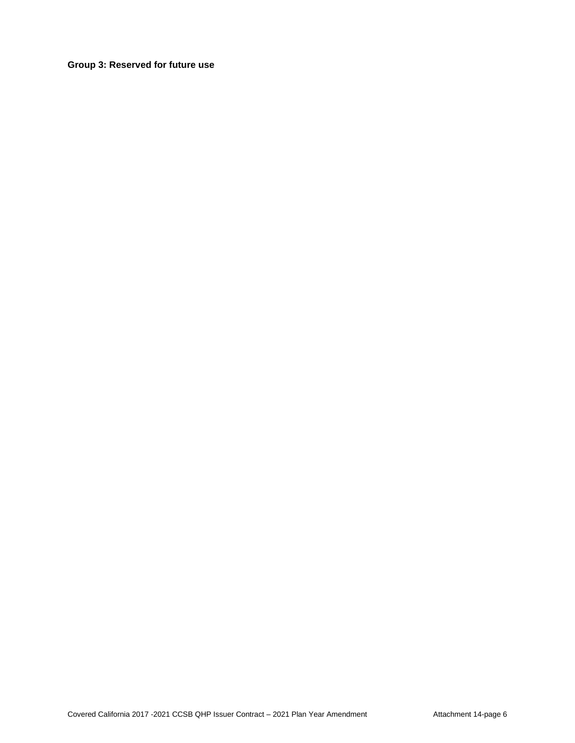**Group 3: Reserved for future use**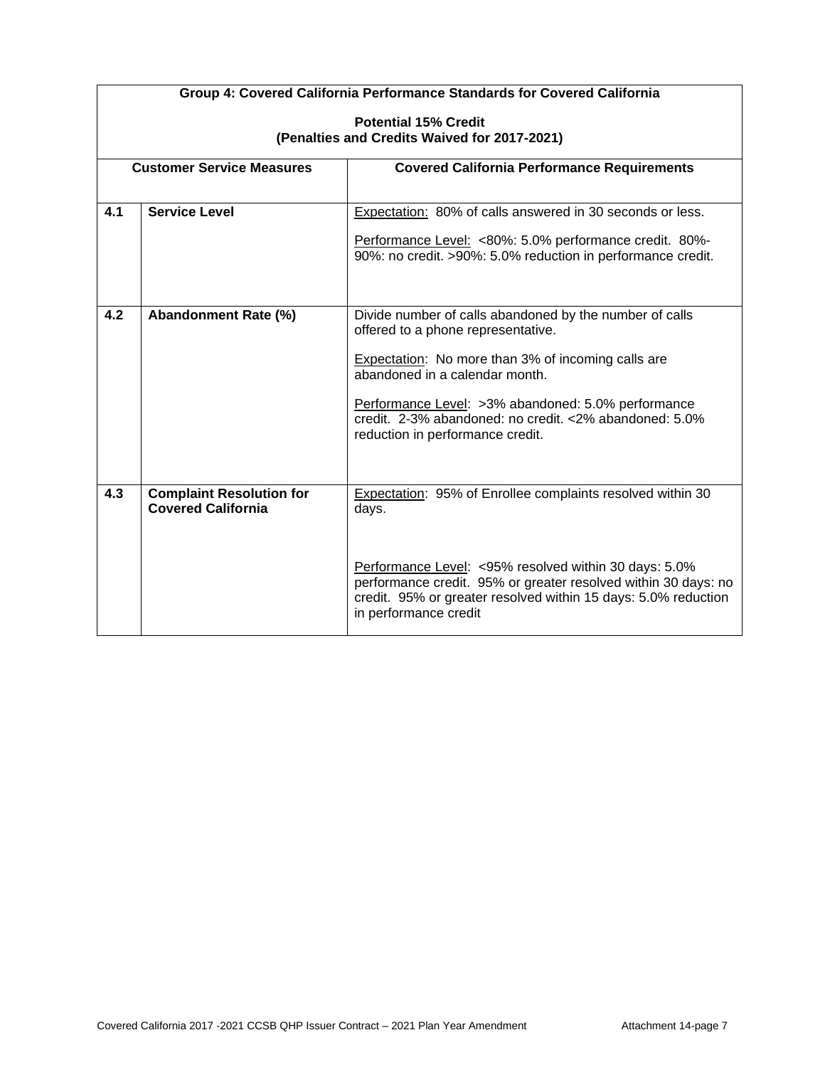| Group 4: Covered California Performance Standards for Covered California<br><br>Potential 15% Credit<br>(Penalties and Credits Waived for 2017-2021) | | |
|---|---|---|
| **Customer Service Measures** | | **Covered California Performance Requirements** |
| **4.1** | **Service Level** | Expectation: 80% of calls answered in 30 seconds or less.<br><br>Performance Level: <80%: 5.0% performance credit. 80%-90%: no credit. >90%: 5.0% reduction in performance credit. |
| **4.2** | **Abandonment Rate (%)** | Divide number of calls abandoned by the number of calls offered to a phone representative.<br><br>Expectation: No more than 3% of incoming calls are abandoned in a calendar month.<br><br>Performance Level: >3% abandoned: 5.0% performance credit. 2-3% abandoned: no credit. <2% abandoned: 5.0% reduction in performance credit. |
| **4.3** | **Complaint Resolution for Covered California** | Expectation: 95% of Enrollee complaints resolved within 30 days.<br><br>Performance Level: <95% resolved within 30 days: 5.0% performance credit. 95% or greater resolved within 30 days: no credit. 95% or greater resolved within 15 days: 5.0% reduction in performance credit |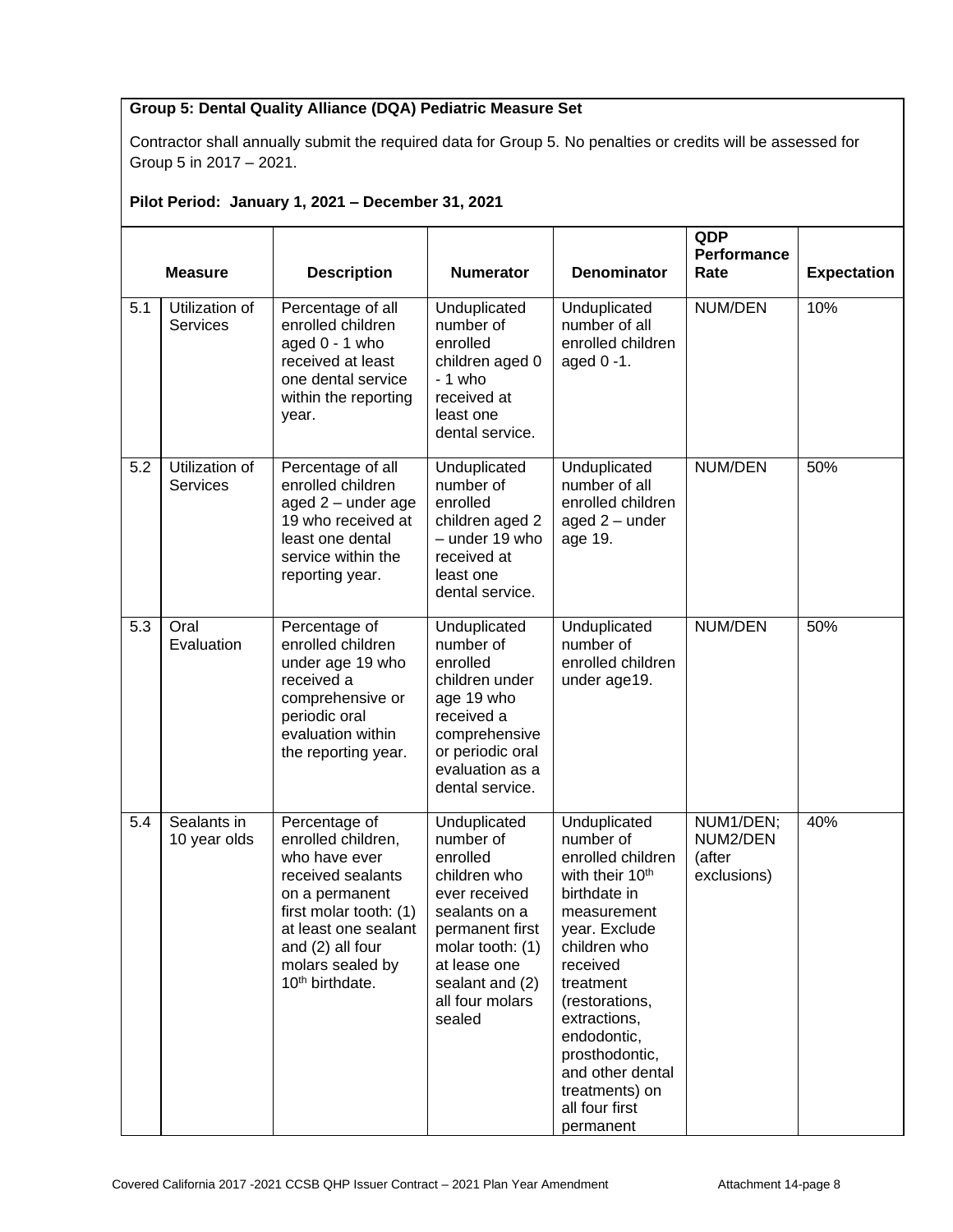**Group 5: Dental Quality Alliance (DQA) Pediatric Measure Set**

Contractor shall annually submit the required data for Group 5. No penalties or credits will be assessed for Group 5 in 2017 – 2021.

**Pilot Period: January 1, 2021 – December 31, 2021**

| | Measure | Description | Numerator | Denominator | QDP Performance Rate | Expectation |
|---|---|---|---|---|---|---|
| 5.1 | Utilization of Services | Percentage of all enrolled children aged 0 - 1 who received at least one dental service within the reporting year. | Unduplicated number of enrolled children aged 0 - 1 who received at least one dental service. | Unduplicated number of all enrolled children aged 0 -1. | NUM/DEN | 10% |
| 5.2 | Utilization of Services | Percentage of all enrolled children aged 2 – under age 19 who received at least one dental service within the reporting year. | Unduplicated number of enrolled children aged 2 – under 19 who received at least one dental service. | Unduplicated number of all enrolled children aged 2 – under age 19. | NUM/DEN | 50% |
| 5.3 | Oral Evaluation | Percentage of enrolled children under age 19 who received a comprehensive or periodic oral evaluation within the reporting year. | Unduplicated number of enrolled children under age 19 who received a comprehensive or periodic oral evaluation as a dental service. | Unduplicated number of enrolled children under age19. | NUM/DEN | 50% |
| 5.4 | Sealants in 10 year olds | Percentage of enrolled children, who have ever received sealants on a permanent first molar tooth: (1) at least one sealant and (2) all four molars sealed by 10th birthdate. | Unduplicated number of enrolled children who ever received sealants on a permanent first molar tooth: (1) at lease one sealant and (2) all four molars sealed | Unduplicated number of enrolled children with their 10th birthdate in measurement year. Exclude children who received treatment (restorations, extractions, endodontic, prosthodontic, and other dental treatments) on all four first permanent | NUM1/DEN; NUM2/DEN (after exclusions) | 40% |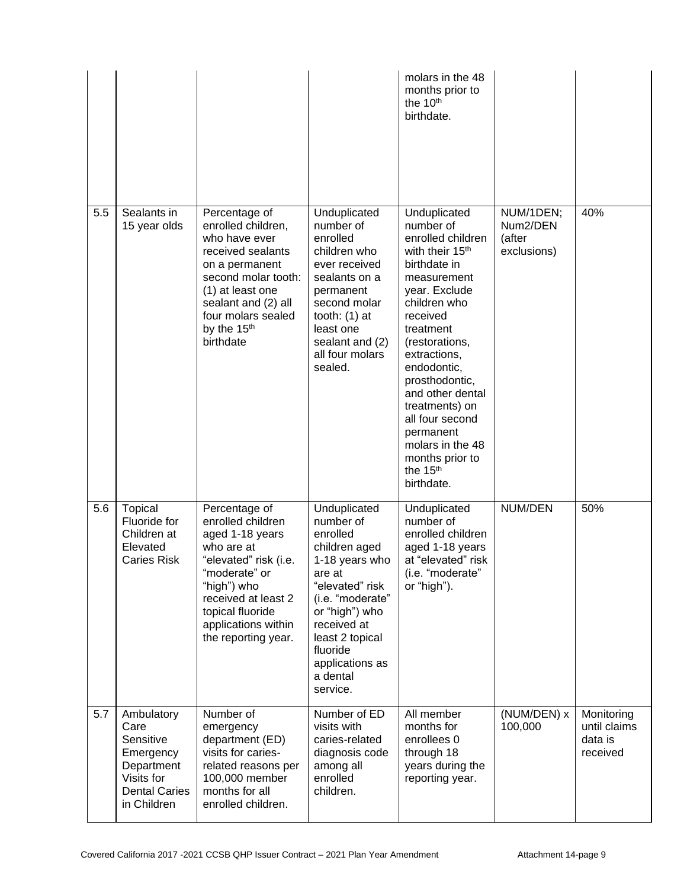| | | | | molars in the 48 months prior to the 10th birthdate. | | |
|---|---|---|---|---|---|---|
| 5.5 | Sealants in 15 year olds | Percentage of enrolled children, who have ever received sealants on a permanent second molar tooth: (1) at least one sealant and (2) all four molars sealed by the 15th birthdate | Unduplicated number of enrolled children who ever received sealants on a permanent second molar tooth: (1) at least one sealant and (2) all four molars sealed. | Unduplicated number of enrolled children with their 15th birthdate in measurement year. Exclude children who received treatment (restorations, extractions, endodontic, prosthodontic, and other dental treatments) on all four second permanent molars in the 48 months prior to the 15th birthdate. | NUM/1DEN; Num2/DEN (after exclusions) | 40% |
| 5.6 | Topical Fluoride for Children at Elevated Caries Risk | Percentage of enrolled children aged 1-18 years who are at "elevated" risk (i.e. "moderate" or "high") who received at least 2 topical fluoride applications within the reporting year. | Unduplicated number of enrolled children aged 1-18 years who are at "elevated" risk (i.e. "moderate" or "high") who received at least 2 topical fluoride applications as a dental service. | Unduplicated number of enrolled children aged 1-18 years at "elevated" risk (i.e. "moderate" or "high"). | NUM/DEN | 50% |
| 5.7 | Ambulatory Care Sensitive Emergency Department Visits for Dental Caries in Children | Number of emergency department (ED) visits for caries-related reasons per 100,000 member months for all enrolled children. | Number of ED visits with caries-related diagnosis code among all enrolled children. | All member months for enrollees 0 through 18 years during the reporting year. | (NUM/DEN) x 100,000 | Monitoring until claims data is received |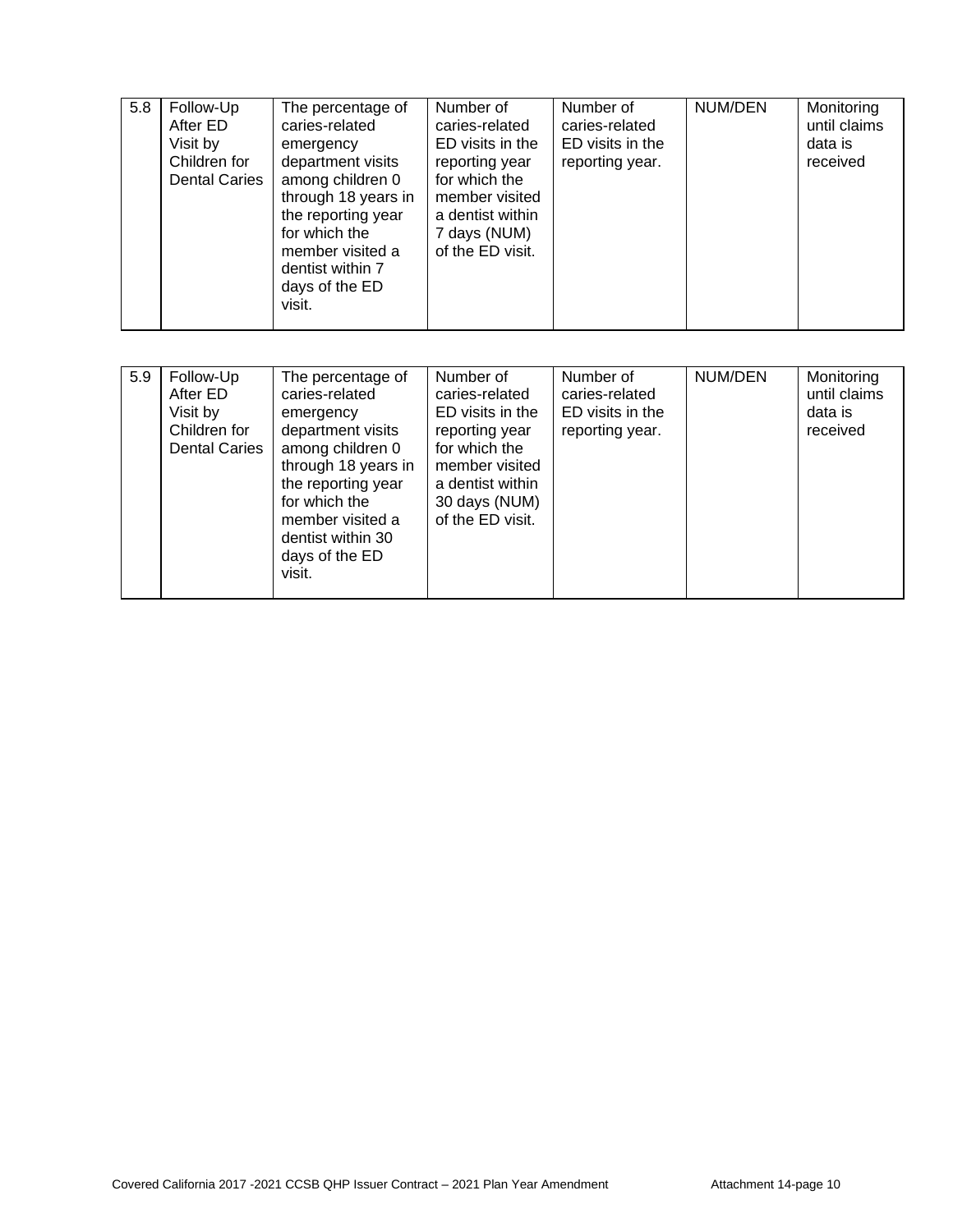| | | | | | | |
|---|---|---|---|---|---|---|
| 5.8 | Follow-Up After ED Visit by Children for Dental Caries | The percentage of caries-related emergency department visits among children 0 through 18 years in the reporting year for which the member visited a dentist within 7 days of the ED visit. | Number of caries-related ED visits in the reporting year for which the member visited a dentist within 7 days (NUM) of the ED visit. | Number of caries-related ED visits in the reporting year. | NUM/DEN | Monitoring until claims data is received |

| | | | | | | |
|---|---|---|---|---|---|---|
| 5.9 | Follow-Up After ED Visit by Children for Dental Caries | The percentage of caries-related emergency department visits among children 0 through 18 years in the reporting year for which the member visited a dentist within 30 days of the ED visit. | Number of caries-related ED visits in the reporting year for which the member visited a dentist within 30 days (NUM) of the ED visit. | Number of caries-related ED visits in the reporting year. | NUM/DEN | Monitoring until claims data is received |